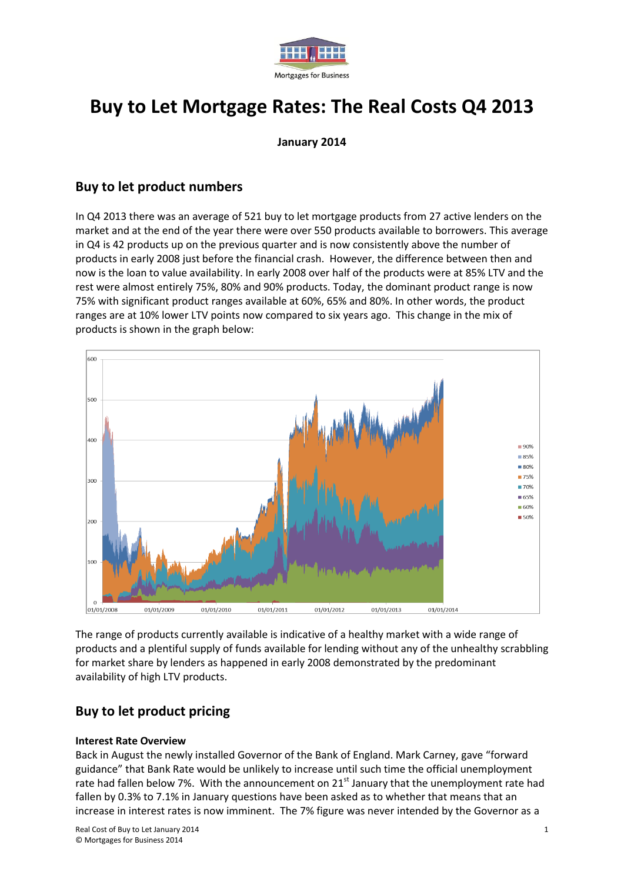Mortgages for Business

# Buy to Let Mortgage Rates: The Real Costs Q4 2013

**January 2014**

## Buy to let product numbers

In Q4 2013 there was an average of 521 buy to let mortgage products from 27 active lenders on the market and at the end of the year there were over 550 products available to borrowers. This average in Q4 is 42 products up on the previous quarter and is now consistently above the number of products in early 2008 just before the financial crash. However, the difference between then and now is the loan to value availability. In early 2008 over half of the products were at 85% LTV and the rest were almost entirely 75%, 80% and 90% products. Today, the dominant product range is now 75% with significant product ranges available at 60%, 65% and 80%. In other words, the product ranges are at 10% lower LTV points now compared to six years ago. This change in the mix of products is shown in the graph below:

The range of products currently available is indicative of a healthy market with a wide range of products and a plentiful supply of funds available for lending without any of the unhealthy scrabbling for market share by lenders as happened in early 2008 demonstrated by the predominant availability of high LTV products.

## Buy to let product pricing

**Interest Rate Overview**

Back in August the newly installed Governor of the Bank of England. Mark Carney, gave "forward guidance" that Bank Rate would be unlikely to increase until such time the official unemployment rate had fallen below 7%. With the announcement on 21st January that the unemployment rate had fallen by 0.3% to 7.1% in January questions have been asked as to whether that means that an increase in interest rates is now imminent. The 7% figure was never intended by the Governor as a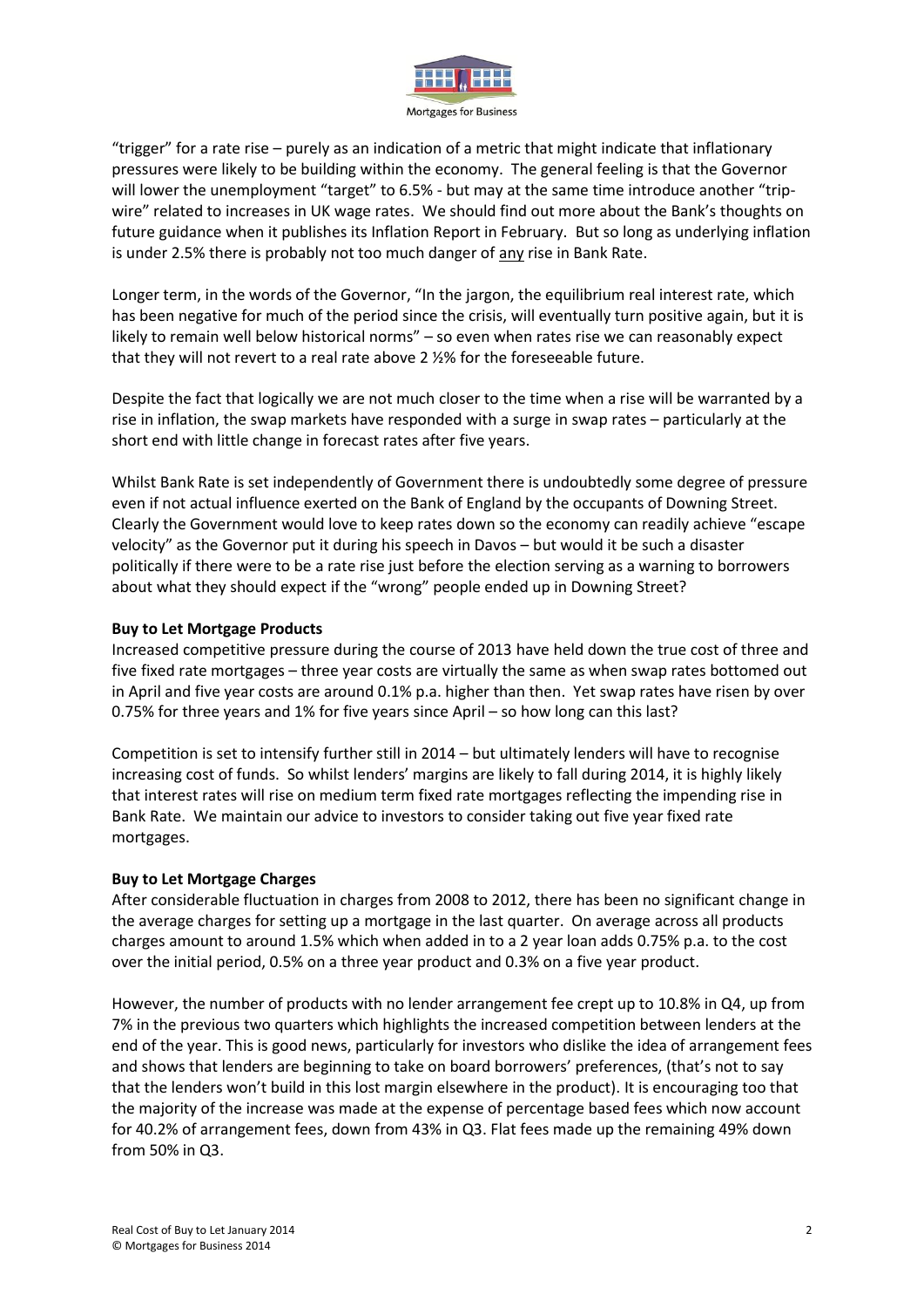"trigger" for a rate rise – purely as an indication of a metric that might indicate that inflationary pressures were likely to be building within the economy. The general feeling is that the Governor will lower the unemployment "target" to 6.5% - but may at the same time introduce another "trip-wire" related to increases in UK wage rates. We should find out more about the Bank's thoughts on future guidance when it publishes its Inflation Report in February. But so long as underlying inflation is under 2.5% there is probably not too much danger of <u>any</u> rise in Bank Rate.

Longer term, in the words of the Governor, "In the jargon, the equilibrium real interest rate, which has been negative for much of the period since the crisis, will eventually turn positive again, but it is likely to remain well below historical norms" – so even when rates rise we can reasonably expect that they will not revert to a real rate above 2 ½% for the foreseeable future.

Despite the fact that logically we are not much closer to the time when a rise will be warranted by a rise in inflation, the swap markets have responded with a surge in swap rates – particularly at the short end with little change in forecast rates after five years.

Whilst Bank Rate is set independently of Government there is undoubtedly some degree of pressure even if not actual influence exerted on the Bank of England by the occupants of Downing Street. Clearly the Government would love to keep rates down so the economy can readily achieve "escape velocity" as the Governor put it during his speech in Davos – but would it be such a disaster politically if there were to be a rate rise just before the election serving as a warning to borrowers about what they should expect if the "wrong" people ended up in Downing Street?

**Buy to Let Mortgage Products**

Increased competitive pressure during the course of 2013 have held down the true cost of three and five fixed rate mortgages – three year costs are virtually the same as when swap rates bottomed out in April and five year costs are around 0.1% p.a. higher than then. Yet swap rates have risen by over 0.75% for three years and 1% for five years since April – so how long can this last?

Competition is set to intensify further still in 2014 – but ultimately lenders will have to recognise increasing cost of funds. So whilst lenders' margins are likely to fall during 2014, it is highly likely that interest rates will rise on medium term fixed rate mortgages reflecting the impending rise in Bank Rate. We maintain our advice to investors to consider taking out five year fixed rate mortgages.

**Buy to Let Mortgage Charges**

After considerable fluctuation in charges from 2008 to 2012, there has been no significant change in the average charges for setting up a mortgage in the last quarter. On average across all products charges amount to around 1.5% which when added in to a 2 year loan adds 0.75% p.a. to the cost over the initial period, 0.5% on a three year product and 0.3% on a five year product.

However, the number of products with no lender arrangement fee crept up to 10.8% in Q4, up from 7% in the previous two quarters which highlights the increased competition between lenders at the end of the year. This is good news, particularly for investors who dislike the idea of arrangement fees and shows that lenders are beginning to take on board borrowers' preferences, (that's not to say that the lenders won't build in this lost margin elsewhere in the product). It is encouraging too that the majority of the increase was made at the expense of percentage based fees which now account for 40.2% of arrangement fees, down from 43% in Q3. Flat fees made up the remaining 49% down from 50% in Q3.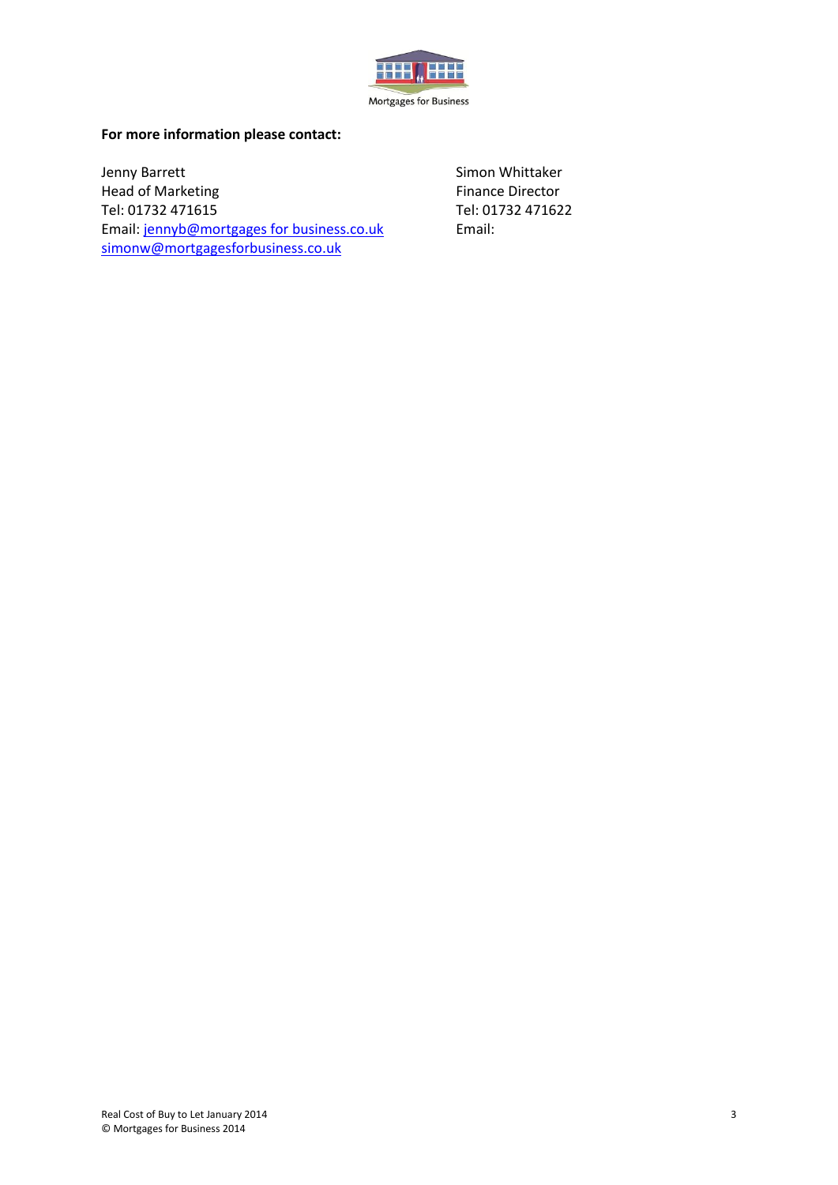Mortgages for Business

**For more information please contact:**

Jenny Barrett
Head of Marketing
Tel: 01732 471615
Email: jennyb@mortgages for business.co.uk

Simon Whittaker
Finance Director
Tel: 01732 471622
Email: simonw@mortgagesforbusiness.co.uk